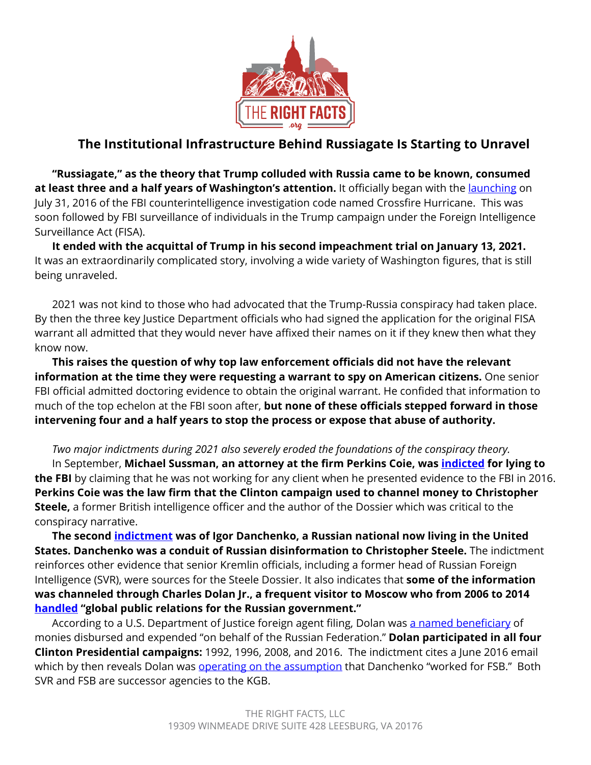# The Institutional Infrastructure Behind Russiagate Is Starting to Unravel

**"Russiagate," as the theory that Trump colluded with Russia came to be known, consumed at least three and a half years of Washington's attention.** It officially began with the launching on July 31, 2016 of the FBI counterintelligence investigation code named Crossfire Hurricane. This was soon followed by FBI surveillance of individuals in the Trump campaign under the Foreign Intelligence Surveillance Act (FISA).

**It ended with the acquittal of Trump in his second impeachment trial on January 13, 2021.** It was an extraordinarily complicated story, involving a wide variety of Washington figures, that is still being unraveled.

2021 was not kind to those who had advocated that the Trump-Russia conspiracy had taken place. By then the three key Justice Department officials who had signed the application for the original FISA warrant all admitted that they would never have affixed their names on it if they knew then what they know now.

**This raises the question of why top law enforcement officials did not have the relevant information at the time they were requesting a warrant to spy on American citizens.** One senior FBI official admitted doctoring evidence to obtain the original warrant. He confided that information to much of the top echelon at the FBI soon after, **but none of these officials stepped forward in those intervening four and a half years to stop the process or expose that abuse of authority.**

*Two major indictments during 2021 also severely eroded the foundations of the conspiracy theory.*

In September, **Michael Sussman, an attorney at the firm Perkins Coie, was indicted for lying to the FBI** by claiming that he was not working for any client when he presented evidence to the FBI in 2016. **Perkins Coie was the law firm that the Clinton campaign used to channel money to Christopher Steele,** a former British intelligence officer and the author of the Dossier which was critical to the conspiracy narrative.

**The second indictment was of Igor Danchenko, a Russian national now living in the United States. Danchenko was a conduit of Russian disinformation to Christopher Steele.** The indictment reinforces other evidence that senior Kremlin officials, including a former head of Russian Foreign Intelligence (SVR), were sources for the Steele Dossier. It also indicates that **some of the information was channeled through Charles Dolan Jr., a frequent visitor to Moscow who from 2006 to 2014 handled "global public relations for the Russian government."**

According to a U.S. Department of Justice foreign agent filing, Dolan was a named beneficiary of monies disbursed and expended "on behalf of the Russian Federation." **Dolan participated in all four Clinton Presidential campaigns:** 1992, 1996, 2008, and 2016. The indictment cites a June 2016 email which by then reveals Dolan was operating on the assumption that Danchenko "worked for FSB." Both SVR and FSB are successor agencies to the KGB.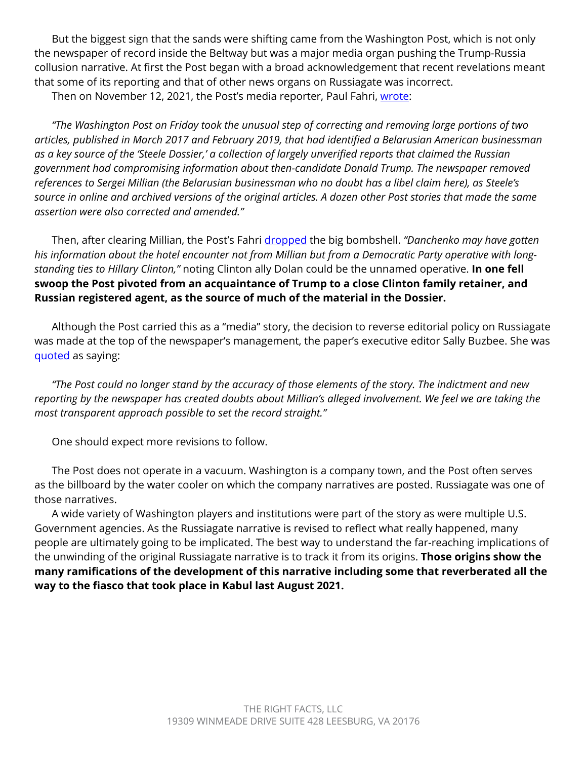But the biggest sign that the sands were shifting came from the Washington Post, which is not only the newspaper of record inside the Beltway but was a major media organ pushing the Trump-Russia collusion narrative. At first the Post began with a broad acknowledgement that recent revelations meant that some of its reporting and that of other news organs on Russiagate was incorrect.

Then on November 12, 2021, the Post's media reporter, Paul Fahri, wrote:

*"The Washington Post on Friday took the unusual step of correcting and removing large portions of two articles, published in March 2017 and February 2019, that had identified a Belarusian American businessman as a key source of the 'Steele Dossier,' a collection of largely unverified reports that claimed the Russian government had compromising information about then-candidate Donald Trump. The newspaper removed references to Sergei Millian (the Belarusian businessman who no doubt has a libel claim here), as Steele's source in online and archived versions of the original articles. A dozen other Post stories that made the same assertion were also corrected and amended."*

Then, after clearing Millian, the Post's Fahri dropped the big bombshell. *"Danchenko may have gotten his information about the hotel encounter not from Millian but from a Democratic Party operative with long-standing ties to Hillary Clinton,"* noting Clinton ally Dolan could be the unnamed operative. **In one fell swoop the Post pivoted from an acquaintance of Trump to a close Clinton family retainer, and Russian registered agent, as the source of much of the material in the Dossier.**

Although the Post carried this as a "media" story, the decision to reverse editorial policy on Russiagate was made at the top of the newspaper's management, the paper's executive editor Sally Buzbee. She was quoted as saying:

*"The Post could no longer stand by the accuracy of those elements of the story. The indictment and new reporting by the newspaper has created doubts about Millian's alleged involvement. We feel we are taking the most transparent approach possible to set the record straight."*

One should expect more revisions to follow.

The Post does not operate in a vacuum. Washington is a company town, and the Post often serves as the billboard by the water cooler on which the company narratives are posted. Russiagate was one of those narratives.

A wide variety of Washington players and institutions were part of the story as were multiple U.S. Government agencies. As the Russiagate narrative is revised to reflect what really happened, many people are ultimately going to be implicated. The best way to understand the far-reaching implications of the unwinding of the original Russiagate narrative is to track it from its origins. **Those origins show the many ramifications of the development of this narrative including some that reverberated all the way to the fiasco that took place in Kabul last August 2021.**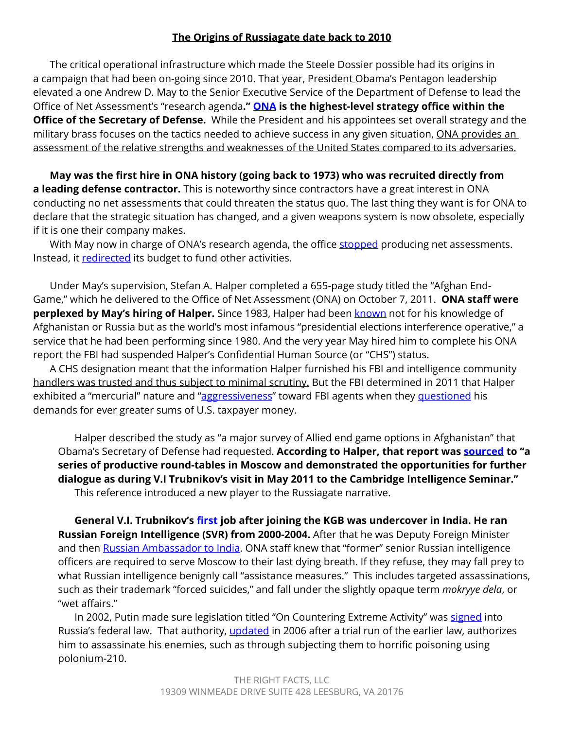# The Origins of Russiagate date back to 2010

The critical operational infrastructure which made the Steele Dossier possible had its origins in a campaign that had been on-going since 2010. That year, President Obama's Pentagon leadership elevated a one Andrew D. May to the Senior Executive Service of the Department of Defense to lead the Office of Net Assessment's "research agenda**." ONA is the highest-level strategy office within the Office of the Secretary of Defense.** While the President and his appointees set overall strategy and the military brass focuses on the tactics needed to achieve success in any given situation, ONA provides an assessment of the relative strengths and weaknesses of the United States compared to its adversaries.

**May was the first hire in ONA history (going back to 1973) who was recruited directly from a leading defense contractor.** This is noteworthy since contractors have a great interest in ONA conducting no net assessments that could threaten the status quo. The last thing they want is for ONA to declare that the strategic situation has changed, and a given weapons system is now obsolete, especially if it is one their company makes.

With May now in charge of ONA's research agenda, the office stopped producing net assessments. Instead, it redirected its budget to fund other activities.

Under May's supervision, Stefan A. Halper completed a 655-page study titled the "Afghan End-Game," which he delivered to the Office of Net Assessment (ONA) on October 7, 2011. **ONA staff were perplexed by May's hiring of Halper.** Since 1983, Halper had been known not for his knowledge of Afghanistan or Russia but as the world's most infamous "presidential elections interference operative," a service that he had been performing since 1980. And the very year May hired him to complete his ONA report the FBI had suspended Halper's Confidential Human Source (or "CHS") status.

A CHS designation meant that the information Halper furnished his FBI and intelligence community handlers was trusted and thus subject to minimal scrutiny. But the FBI determined in 2011 that Halper exhibited a "mercurial" nature and "aggressiveness" toward FBI agents when they questioned his demands for ever greater sums of U.S. taxpayer money.

> Halper described the study as "a major survey of Allied end game options in Afghanistan" that Obama's Secretary of Defense had requested. **According to Halper, that report was sourced to "a series of productive round-tables in Moscow and demonstrated the opportunities for further dialogue as during V.I Trubnikov's visit in May 2011 to the Cambridge Intelligence Seminar."**
>
> This reference introduced a new player to the Russiagate narrative.
>
> **General V.I. Trubnikov's first job after joining the KGB was undercover in India. He ran Russian Foreign Intelligence (SVR) from 2000-2004.** After that he was Deputy Foreign Minister and then Russian Ambassador to India. ONA staff knew that "former" senior Russian intelligence officers are required to serve Moscow to their last dying breath. If they refuse, they may fall prey to what Russian intelligence benignly call "assistance measures." This includes targeted assassinations, such as their trademark "forced suicides," and fall under the slightly opaque term *mokryye dela*, or "wet affairs."
>
> In 2002, Putin made sure legislation titled "On Countering Extreme Activity" was signed into Russia's federal law. That authority, updated in 2006 after a trial run of the earlier law, authorizes him to assassinate his enemies, such as through subjecting them to horrific poisoning using polonium-210.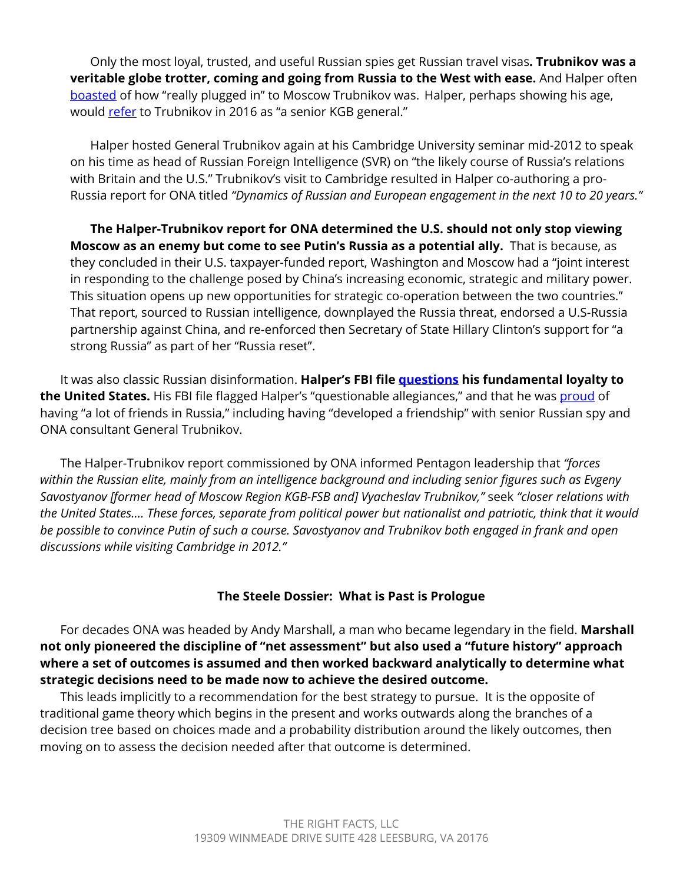Only the most loyal, trusted, and useful Russian spies get Russian travel visas**. Trubnikov was a veritable globe trotter, coming and going from Russia to the West with ease.** And Halper often boasted of how "really plugged in" to Moscow Trubnikov was. Halper, perhaps showing his age, would refer to Trubnikov in 2016 as "a senior KGB general."

Halper hosted General Trubnikov again at his Cambridge University seminar mid-2012 to speak on his time as head of Russian Foreign Intelligence (SVR) on "the likely course of Russia's relations with Britain and the U.S." Trubnikov's visit to Cambridge resulted in Halper co-authoring a pro-Russia report for ONA titled *"Dynamics of Russian and European engagement in the next 10 to 20 years."*

**The Halper-Trubnikov report for ONA determined the U.S. should not only stop viewing Moscow as an enemy but come to see Putin's Russia as a potential ally.** That is because, as they concluded in their U.S. taxpayer-funded report, Washington and Moscow had a "joint interest in responding to the challenge posed by China's increasing economic, strategic and military power. This situation opens up new opportunities for strategic co-operation between the two countries." That report, sourced to Russian intelligence, downplayed the Russia threat, endorsed a U.S-Russia partnership against China, and re-enforced then Secretary of State Hillary Clinton's support for "a strong Russia" as part of her "Russia reset".

It was also classic Russian disinformation. **Halper's FBI file questions his fundamental loyalty to the United States.** His FBI file flagged Halper's "questionable allegiances," and that he was proud of having "a lot of friends in Russia," including having "developed a friendship" with senior Russian spy and ONA consultant General Trubnikov.

The Halper-Trubnikov report commissioned by ONA informed Pentagon leadership that *"forces within the Russian elite, mainly from an intelligence background and including senior figures such as Evgeny Savostyanov [former head of Moscow Region KGB-FSB and] Vyacheslav Trubnikov,"* seek *"closer relations with the United States.... These forces, separate from political power but nationalist and patriotic, think that it would be possible to convince Putin of such a course. Savostyanov and Trubnikov both engaged in frank and open discussions while visiting Cambridge in 2012."*

## The Steele Dossier: What is Past is Prologue

For decades ONA was headed by Andy Marshall, a man who became legendary in the field. **Marshall not only pioneered the discipline of "net assessment" but also used a "future history" approach where a set of outcomes is assumed and then worked backward analytically to determine what strategic decisions need to be made now to achieve the desired outcome.**

This leads implicitly to a recommendation for the best strategy to pursue. It is the opposite of traditional game theory which begins in the present and works outwards along the branches of a decision tree based on choices made and a probability distribution around the likely outcomes, then moving on to assess the decision needed after that outcome is determined.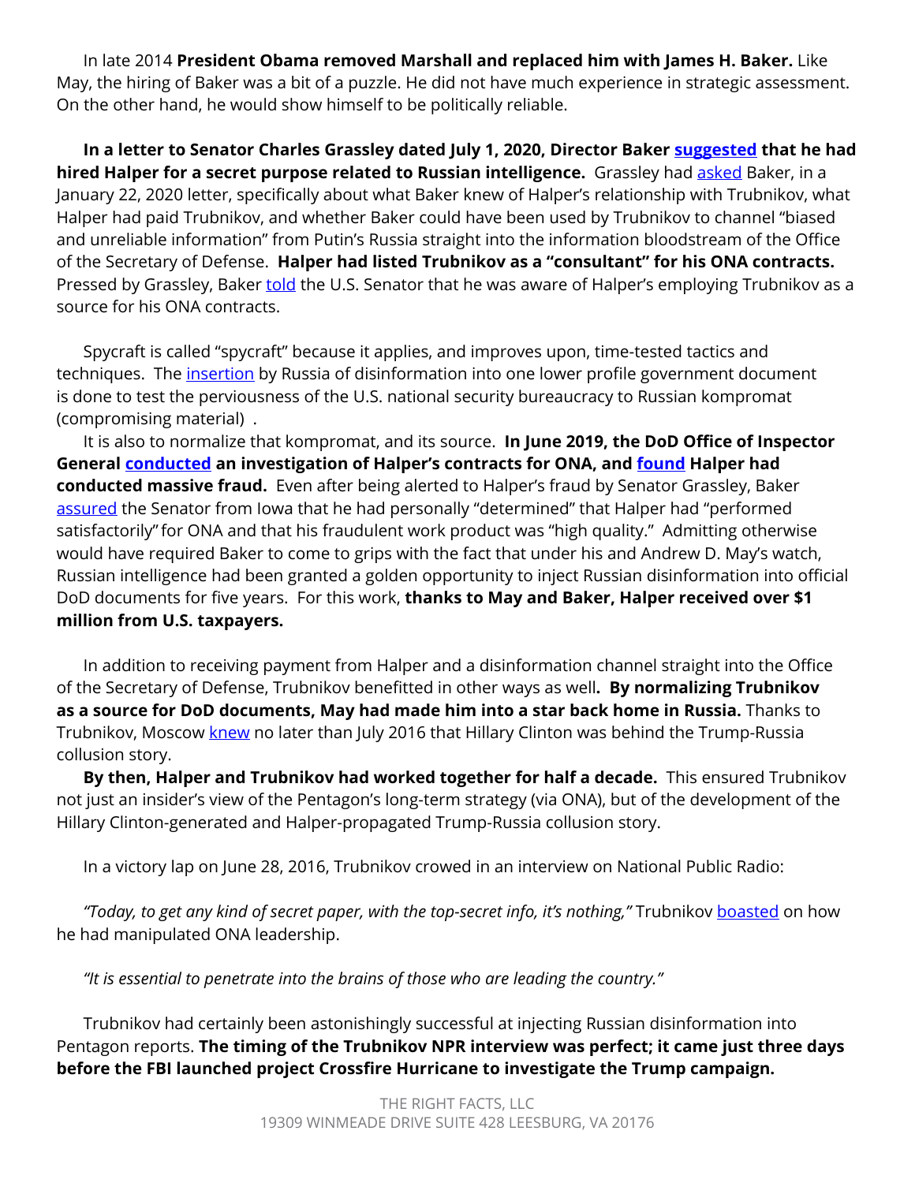In late 2014 **President Obama removed Marshall and replaced him with James H. Baker.** Like May, the hiring of Baker was a bit of a puzzle. He did not have much experience in strategic assessment. On the other hand, he would show himself to be politically reliable.

**In a letter to Senator Charles Grassley dated July 1, 2020, Director Baker suggested that he had hired Halper for a secret purpose related to Russian intelligence.** Grassley had asked Baker, in a January 22, 2020 letter, specifically about what Baker knew of Halper's relationship with Trubnikov, what Halper had paid Trubnikov, and whether Baker could have been used by Trubnikov to channel "biased and unreliable information" from Putin's Russia straight into the information bloodstream of the Office of the Secretary of Defense. **Halper had listed Trubnikov as a "consultant" for his ONA contracts.** Pressed by Grassley, Baker told the U.S. Senator that he was aware of Halper's employing Trubnikov as a source for his ONA contracts.

Spycraft is called "spycraft" because it applies, and improves upon, time-tested tactics and techniques. The insertion by Russia of disinformation into one lower profile government document is done to test the perviousness of the U.S. national security bureaucracy to Russian kompromat (compromising material) .

It is also to normalize that kompromat, and its source. **In June 2019, the DoD Office of Inspector General conducted an investigation of Halper's contracts for ONA, and found Halper had conducted massive fraud.** Even after being alerted to Halper's fraud by Senator Grassley, Baker assured the Senator from Iowa that he had personally "determined" that Halper had "performed satisfactorily" for ONA and that his fraudulent work product was "high quality." Admitting otherwise would have required Baker to come to grips with the fact that under his and Andrew D. May's watch, Russian intelligence had been granted a golden opportunity to inject Russian disinformation into official DoD documents for five years. For this work, **thanks to May and Baker, Halper received over $1 million from U.S. taxpayers.**

In addition to receiving payment from Halper and a disinformation channel straight into the Office of the Secretary of Defense, Trubnikov benefitted in other ways as well**. By normalizing Trubnikov as a source for DoD documents, May had made him into a star back home in Russia.** Thanks to Trubnikov, Moscow knew no later than July 2016 that Hillary Clinton was behind the Trump-Russia collusion story.

**By then, Halper and Trubnikov had worked together for half a decade.** This ensured Trubnikov not just an insider's view of the Pentagon's long-term strategy (via ONA), but of the development of the Hillary Clinton-generated and Halper-propagated Trump-Russia collusion story.

In a victory lap on June 28, 2016, Trubnikov crowed in an interview on National Public Radio:

*"Today, to get any kind of secret paper, with the top-secret info, it's nothing,"* Trubnikov boasted on how he had manipulated ONA leadership.

*"It is essential to penetrate into the brains of those who are leading the country."*

Trubnikov had certainly been astonishingly successful at injecting Russian disinformation into Pentagon reports. **The timing of the Trubnikov NPR interview was perfect; it came just three days before the FBI launched project Crossfire Hurricane to investigate the Trump campaign.**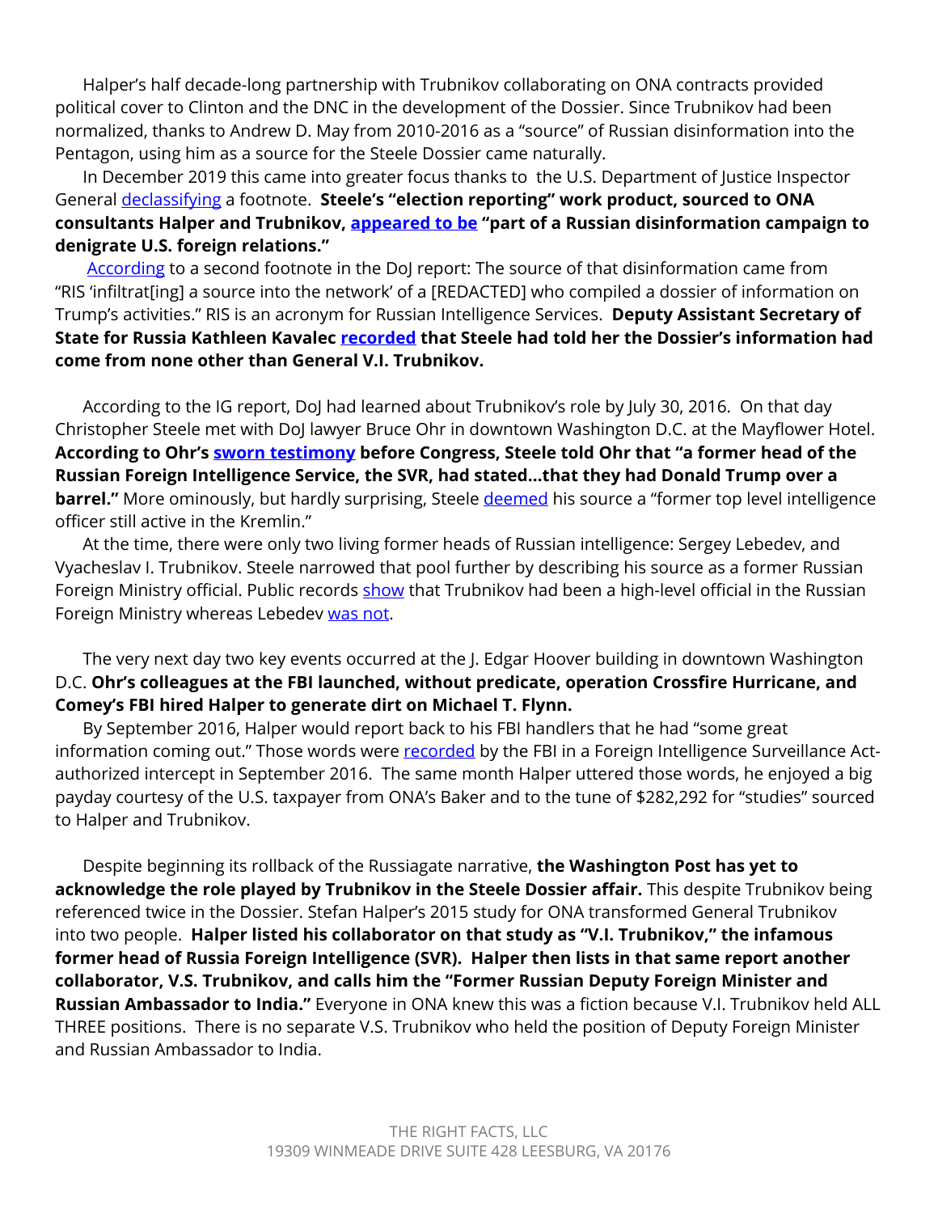Halper's half decade-long partnership with Trubnikov collaborating on ONA contracts provided political cover to Clinton and the DNC in the development of the Dossier. Since Trubnikov had been normalized, thanks to Andrew D. May from 2010-2016 as a "source" of Russian disinformation into the Pentagon, using him as a source for the Steele Dossier came naturally.

In December 2019 this came into greater focus thanks to the U.S. Department of Justice Inspector General declassifying a footnote. **Steele's "election reporting" work product, sourced to ONA consultants Halper and Trubnikov, appeared to be "part of a Russian disinformation campaign to denigrate U.S. foreign relations."**

According to a second footnote in the DoJ report: The source of that disinformation came from "RIS 'infiltrat[ing] a source into the network' of a [REDACTED] who compiled a dossier of information on Trump's activities." RIS is an acronym for Russian Intelligence Services. **Deputy Assistant Secretary of State for Russia Kathleen Kavalec recorded that Steele had told her the Dossier's information had come from none other than General V.I. Trubnikov.**

According to the IG report, DoJ had learned about Trubnikov's role by July 30, 2016. On that day Christopher Steele met with DoJ lawyer Bruce Ohr in downtown Washington D.C. at the Mayflower Hotel. **According to Ohr's sworn testimony before Congress, Steele told Ohr that "a former head of the Russian Foreign Intelligence Service, the SVR, had stated...that they had Donald Trump over a barrel."** More ominously, but hardly surprising, Steele deemed his source a "former top level intelligence officer still active in the Kremlin."

At the time, there were only two living former heads of Russian intelligence: Sergey Lebedev, and Vyacheslav I. Trubnikov. Steele narrowed that pool further by describing his source as a former Russian Foreign Ministry official. Public records show that Trubnikov had been a high-level official in the Russian Foreign Ministry whereas Lebedev was not.

The very next day two key events occurred at the J. Edgar Hoover building in downtown Washington D.C. **Ohr's colleagues at the FBI launched, without predicate, operation Crossfire Hurricane, and Comey's FBI hired Halper to generate dirt on Michael T. Flynn.**

By September 2016, Halper would report back to his FBI handlers that he had "some great information coming out." Those words were recorded by the FBI in a Foreign Intelligence Surveillance Act-authorized intercept in September 2016. The same month Halper uttered those words, he enjoyed a big payday courtesy of the U.S. taxpayer from ONA's Baker and to the tune of $282,292 for "studies" sourced to Halper and Trubnikov.

Despite beginning its rollback of the Russiagate narrative, **the Washington Post has yet to acknowledge the role played by Trubnikov in the Steele Dossier affair.** This despite Trubnikov being referenced twice in the Dossier. Stefan Halper's 2015 study for ONA transformed General Trubnikov into two people. **Halper listed his collaborator on that study as "V.I. Trubnikov," the infamous former head of Russia Foreign Intelligence (SVR). Halper then lists in that same report another collaborator, V.S. Trubnikov, and calls him the "Former Russian Deputy Foreign Minister and Russian Ambassador to India."** Everyone in ONA knew this was a fiction because V.I. Trubnikov held ALL THREE positions. There is no separate V.S. Trubnikov who held the position of Deputy Foreign Minister and Russian Ambassador to India.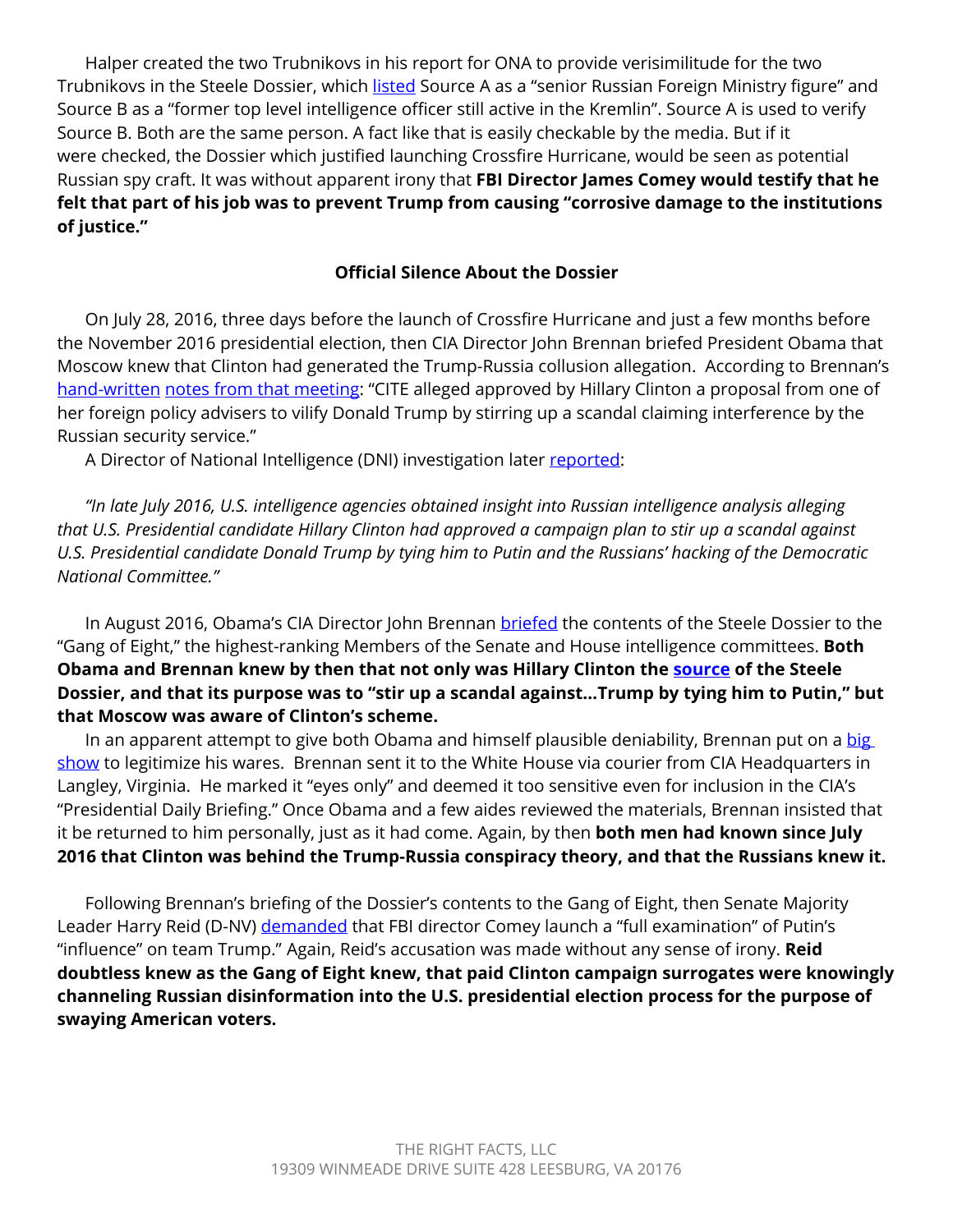Halper created the two Trubnikovs in his report for ONA to provide verisimilitude for the two Trubnikovs in the Steele Dossier, which listed Source A as a "senior Russian Foreign Ministry figure" and Source B as a "former top level intelligence officer still active in the Kremlin". Source A is used to verify Source B. Both are the same person. A fact like that is easily checkable by the media. But if it were checked, the Dossier which justified launching Crossfire Hurricane, would be seen as potential Russian spy craft. It was without apparent irony that **FBI Director James Comey would testify that he felt that part of his job was to prevent Trump from causing "corrosive damage to the institutions of justice."**

**Official Silence About the Dossier**

On July 28, 2016, three days before the launch of Crossfire Hurricane and just a few months before the November 2016 presidential election, then CIA Director John Brennan briefed President Obama that Moscow knew that Clinton had generated the Trump-Russia collusion allegation. According to Brennan's hand-written notes from that meeting: "CITE alleged approved by Hillary Clinton a proposal from one of her foreign policy advisers to vilify Donald Trump by stirring up a scandal claiming interference by the Russian security service."

A Director of National Intelligence (DNI) investigation later reported:

*"In late July 2016, U.S. intelligence agencies obtained insight into Russian intelligence analysis alleging that U.S. Presidential candidate Hillary Clinton had approved a campaign plan to stir up a scandal against U.S. Presidential candidate Donald Trump by tying him to Putin and the Russians' hacking of the Democratic National Committee."*

In August 2016, Obama's CIA Director John Brennan briefed the contents of the Steele Dossier to the "Gang of Eight," the highest-ranking Members of the Senate and House intelligence committees. **Both Obama and Brennan knew by then that not only was Hillary Clinton the source of the Steele Dossier, and that its purpose was to "stir up a scandal against...Trump by tying him to Putin," but that Moscow was aware of Clinton's scheme.**

In an apparent attempt to give both Obama and himself plausible deniability, Brennan put on a big show to legitimize his wares. Brennan sent it to the White House via courier from CIA Headquarters in Langley, Virginia. He marked it "eyes only" and deemed it too sensitive even for inclusion in the CIA's "Presidential Daily Briefing." Once Obama and a few aides reviewed the materials, Brennan insisted that it be returned to him personally, just as it had come. Again, by then **both men had known since July 2016 that Clinton was behind the Trump-Russia conspiracy theory, and that the Russians knew it.**

Following Brennan's briefing of the Dossier's contents to the Gang of Eight, then Senate Majority Leader Harry Reid (D-NV) demanded that FBI director Comey launch a "full examination" of Putin's "influence" on team Trump." Again, Reid's accusation was made without any sense of irony. **Reid doubtless knew as the Gang of Eight knew, that paid Clinton campaign surrogates were knowingly channeling Russian disinformation into the U.S. presidential election process for the purpose of swaying American voters.**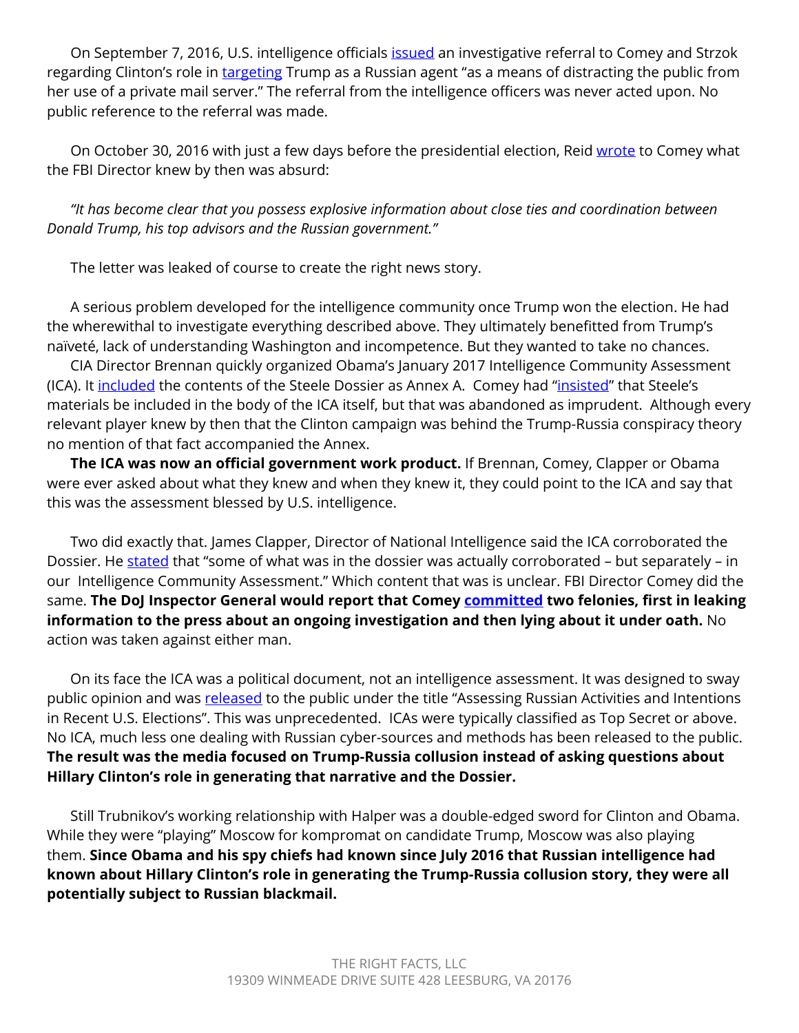On September 7, 2016, U.S. intelligence officials issued an investigative referral to Comey and Strzok regarding Clinton's role in targeting Trump as a Russian agent "as a means of distracting the public from her use of a private mail server." The referral from the intelligence officers was never acted upon. No public reference to the referral was made.

On October 30, 2016 with just a few days before the presidential election, Reid wrote to Comey what the FBI Director knew by then was absurd:

*"It has become clear that you possess explosive information about close ties and coordination between Donald Trump, his top advisors and the Russian government."*

The letter was leaked of course to create the right news story.

A serious problem developed for the intelligence community once Trump won the election. He had the wherewithal to investigate everything described above. They ultimately benefitted from Trump's naïveté, lack of understanding Washington and incompetence. But they wanted to take no chances.

CIA Director Brennan quickly organized Obama's January 2017 Intelligence Community Assessment (ICA). It included the contents of the Steele Dossier as Annex A. Comey had "insisted" that Steele's materials be included in the body of the ICA itself, but that was abandoned as imprudent. Although every relevant player knew by then that the Clinton campaign was behind the Trump-Russia conspiracy theory no mention of that fact accompanied the Annex.

**The ICA was now an official government work product.** If Brennan, Comey, Clapper or Obama were ever asked about what they knew and when they knew it, they could point to the ICA and say that this was the assessment blessed by U.S. intelligence.

Two did exactly that. James Clapper, Director of National Intelligence said the ICA corroborated the Dossier. He stated that "some of what was in the dossier was actually corroborated – but separately – in our Intelligence Community Assessment." Which content that was is unclear. FBI Director Comey did the same. **The DoJ Inspector General would report that Comey committed two felonies, first in leaking information to the press about an ongoing investigation and then lying about it under oath.** No action was taken against either man.

On its face the ICA was a political document, not an intelligence assessment. It was designed to sway public opinion and was released to the public under the title "Assessing Russian Activities and Intentions in Recent U.S. Elections". This was unprecedented. ICAs were typically classified as Top Secret or above. No ICA, much less one dealing with Russian cyber-sources and methods has been released to the public. **The result was the media focused on Trump-Russia collusion instead of asking questions about Hillary Clinton's role in generating that narrative and the Dossier.**

Still Trubnikov's working relationship with Halper was a double-edged sword for Clinton and Obama. While they were "playing" Moscow for kompromat on candidate Trump, Moscow was also playing them. **Since Obama and his spy chiefs had known since July 2016 that Russian intelligence had known about Hillary Clinton's role in generating the Trump-Russia collusion story, they were all potentially subject to Russian blackmail.**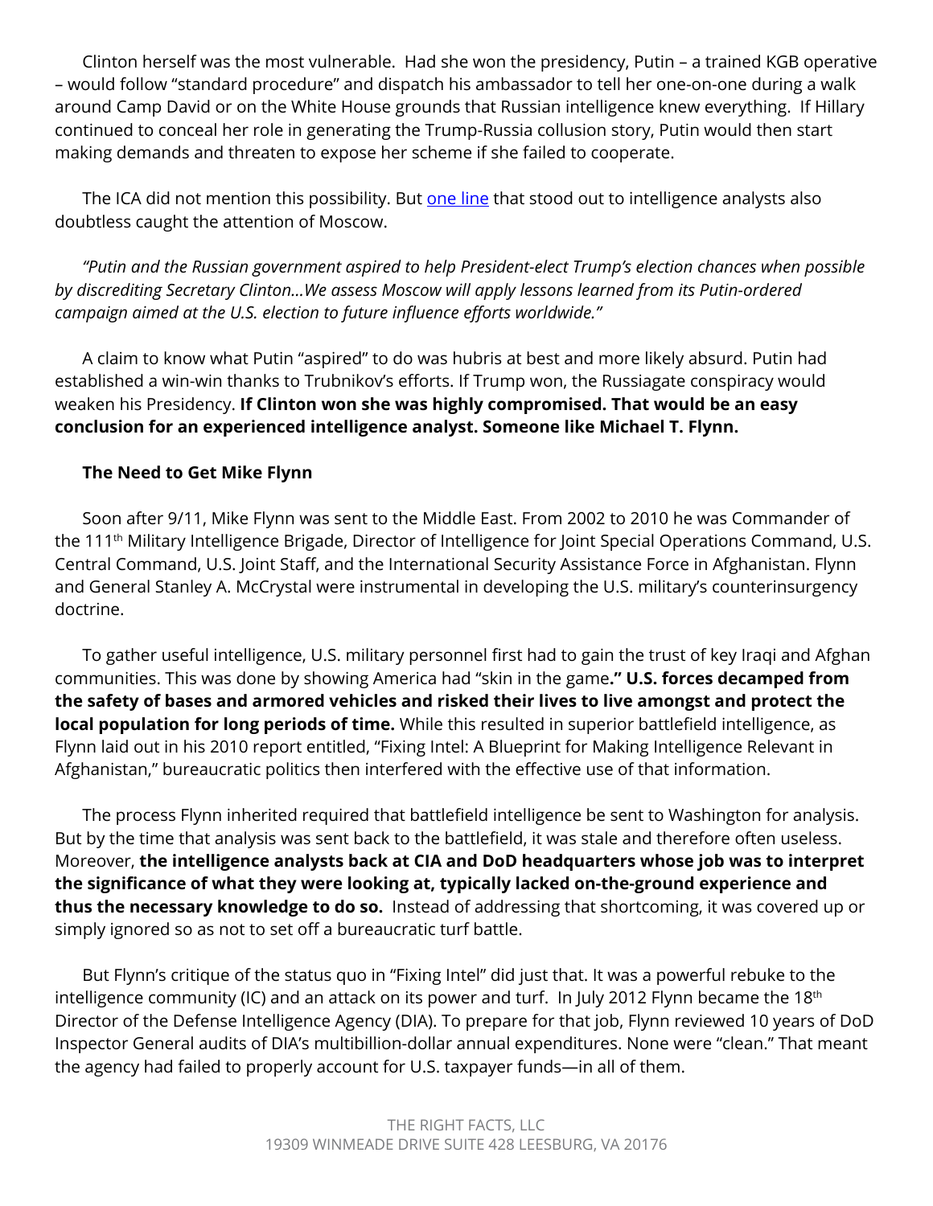Clinton herself was the most vulnerable. Had she won the presidency, Putin – a trained KGB operative – would follow "standard procedure" and dispatch his ambassador to tell her one-on-one during a walk around Camp David or on the White House grounds that Russian intelligence knew everything. If Hillary continued to conceal her role in generating the Trump-Russia collusion story, Putin would then start making demands and threaten to expose her scheme if she failed to cooperate.

The ICA did not mention this possibility. But one line that stood out to intelligence analysts also doubtless caught the attention of Moscow.

*"Putin and the Russian government aspired to help President-elect Trump's election chances when possible by discrediting Secretary Clinton...We assess Moscow will apply lessons learned from its Putin-ordered campaign aimed at the U.S. election to future influence efforts worldwide."*

A claim to know what Putin "aspired" to do was hubris at best and more likely absurd. Putin had established a win-win thanks to Trubnikov's efforts. If Trump won, the Russiagate conspiracy would weaken his Presidency. **If Clinton won she was highly compromised. That would be an easy conclusion for an experienced intelligence analyst. Someone like Michael T. Flynn.**

**The Need to Get Mike Flynn**

Soon after 9/11, Mike Flynn was sent to the Middle East. From 2002 to 2010 he was Commander of the 111th Military Intelligence Brigade, Director of Intelligence for Joint Special Operations Command, U.S. Central Command, U.S. Joint Staff, and the International Security Assistance Force in Afghanistan. Flynn and General Stanley A. McCrystal were instrumental in developing the U.S. military's counterinsurgency doctrine.

To gather useful intelligence, U.S. military personnel first had to gain the trust of key Iraqi and Afghan communities. This was done by showing America had "skin in the game**." U.S. forces decamped from the safety of bases and armored vehicles and risked their lives to live amongst and protect the local population for long periods of time.** While this resulted in superior battlefield intelligence, as Flynn laid out in his 2010 report entitled, "Fixing Intel: A Blueprint for Making Intelligence Relevant in Afghanistan," bureaucratic politics then interfered with the effective use of that information.

The process Flynn inherited required that battlefield intelligence be sent to Washington for analysis. But by the time that analysis was sent back to the battlefield, it was stale and therefore often useless. Moreover, **the intelligence analysts back at CIA and DoD headquarters whose job was to interpret the significance of what they were looking at, typically lacked on-the-ground experience and thus the necessary knowledge to do so.** Instead of addressing that shortcoming, it was covered up or simply ignored so as not to set off a bureaucratic turf battle.

But Flynn's critique of the status quo in "Fixing Intel" did just that. It was a powerful rebuke to the intelligence community (IC) and an attack on its power and turf. In July 2012 Flynn became the 18th Director of the Defense Intelligence Agency (DIA). To prepare for that job, Flynn reviewed 10 years of DoD Inspector General audits of DIA's multibillion-dollar annual expenditures. None were "clean." That meant the agency had failed to properly account for U.S. taxpayer funds—in all of them.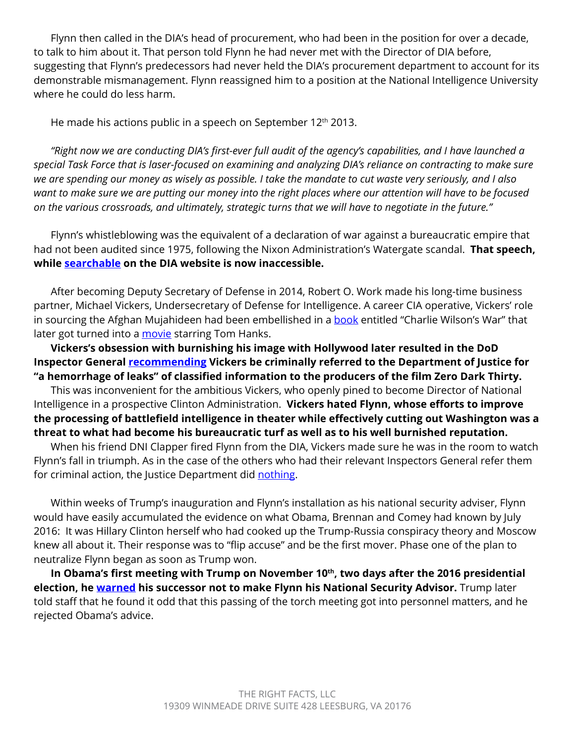Flynn then called in the DIA's head of procurement, who had been in the position for over a decade, to talk to him about it. That person told Flynn he had never met with the Director of DIA before, suggesting that Flynn's predecessors had never held the DIA's procurement department to account for its demonstrable mismanagement. Flynn reassigned him to a position at the National Intelligence University where he could do less harm.

He made his actions public in a speech on September 12th 2013.

*"Right now we are conducting DIA's first-ever full audit of the agency's capabilities, and I have launched a special Task Force that is laser-focused on examining and analyzing DIA's reliance on contracting to make sure we are spending our money as wisely as possible. I take the mandate to cut waste very seriously, and I also want to make sure we are putting our money into the right places where our attention will have to be focused on the various crossroads, and ultimately, strategic turns that we will have to negotiate in the future."*

Flynn's whistleblowing was the equivalent of a declaration of war against a bureaucratic empire that had not been audited since 1975, following the Nixon Administration's Watergate scandal. **That speech, while searchable on the DIA website is now inaccessible.**

After becoming Deputy Secretary of Defense in 2014, Robert O. Work made his long-time business partner, Michael Vickers, Undersecretary of Defense for Intelligence. A career CIA operative, Vickers' role in sourcing the Afghan Mujahideen had been embellished in a book entitled "Charlie Wilson's War" that later got turned into a movie starring Tom Hanks.

**Vickers's obsession with burnishing his image with Hollywood later resulted in the DoD Inspector General recommending Vickers be criminally referred to the Department of Justice for "a hemorrhage of leaks" of classified information to the producers of the film Zero Dark Thirty.**

This was inconvenient for the ambitious Vickers, who openly pined to become Director of National Intelligence in a prospective Clinton Administration. **Vickers hated Flynn, whose efforts to improve the processing of battlefield intelligence in theater while effectively cutting out Washington was a threat to what had become his bureaucratic turf as well as to his well burnished reputation.**

When his friend DNI Clapper fired Flynn from the DIA, Vickers made sure he was in the room to watch Flynn's fall in triumph. As in the case of the others who had their relevant Inspectors General refer them for criminal action, the Justice Department did nothing.

Within weeks of Trump's inauguration and Flynn's installation as his national security adviser, Flynn would have easily accumulated the evidence on what Obama, Brennan and Comey had known by July 2016: It was Hillary Clinton herself who had cooked up the Trump-Russia conspiracy theory and Moscow knew all about it. Their response was to "flip accuse" and be the first mover. Phase one of the plan to neutralize Flynn began as soon as Trump won.

**In Obama's first meeting with Trump on November 10th, two days after the 2016 presidential election, he warned his successor not to make Flynn his National Security Advisor.** Trump later told staff that he found it odd that this passing of the torch meeting got into personnel matters, and he rejected Obama's advice.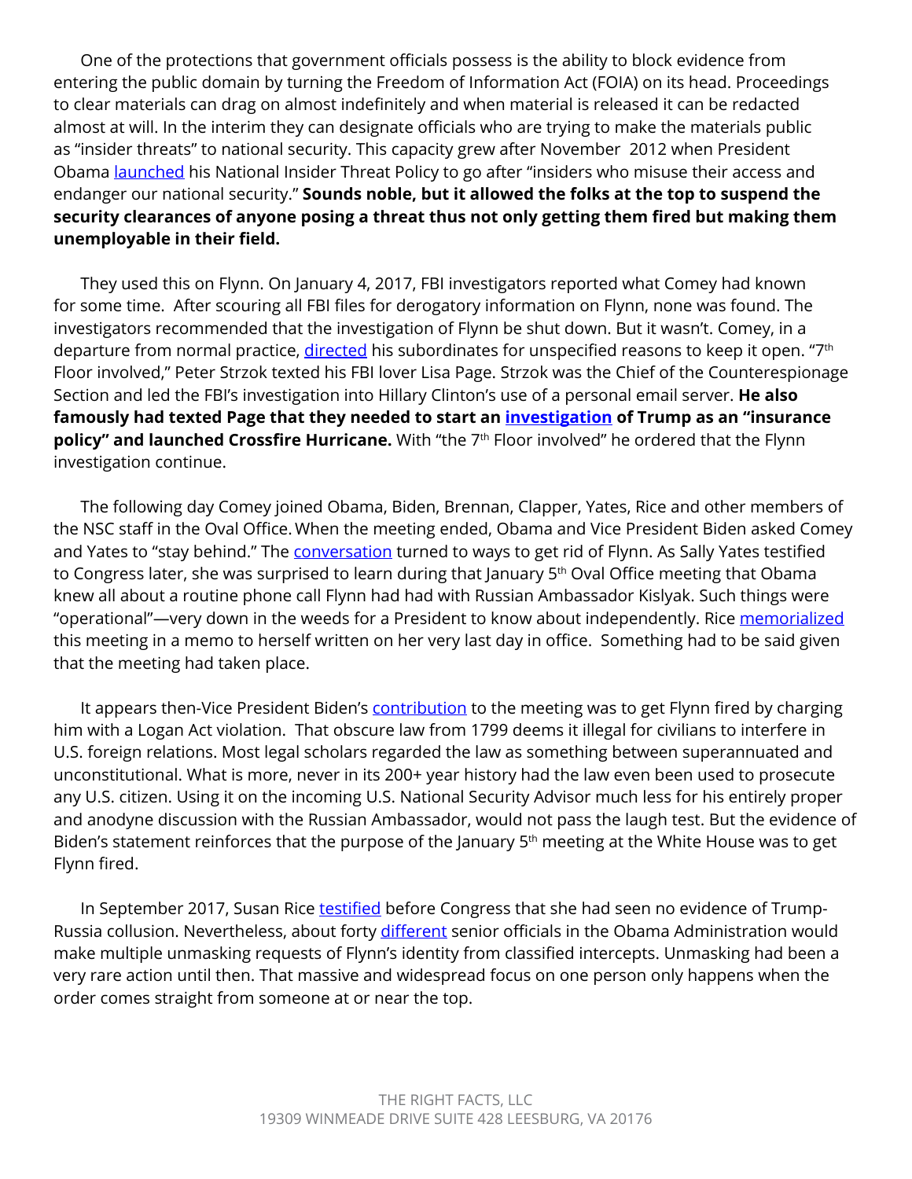One of the protections that government officials possess is the ability to block evidence from entering the public domain by turning the Freedom of Information Act (FOIA) on its head. Proceedings to clear materials can drag on almost indefinitely and when material is released it can be redacted almost at will. In the interim they can designate officials who are trying to make the materials public as "insider threats" to national security. This capacity grew after November 2012 when President Obama launched his National Insider Threat Policy to go after "insiders who misuse their access and endanger our national security." **Sounds noble, but it allowed the folks at the top to suspend the security clearances of anyone posing a threat thus not only getting them fired but making them unemployable in their field.**

They used this on Flynn. On January 4, 2017, FBI investigators reported what Comey had known for some time. After scouring all FBI files for derogatory information on Flynn, none was found. The investigators recommended that the investigation of Flynn be shut down. But it wasn't. Comey, in a departure from normal practice, directed his subordinates for unspecified reasons to keep it open. "7th Floor involved," Peter Strzok texted his FBI lover Lisa Page. Strzok was the Chief of the Counterespionage Section and led the FBI's investigation into Hillary Clinton's use of a personal email server. **He also famously had texted Page that they needed to start an investigation of Trump as an "insurance policy" and launched Crossfire Hurricane.** With "the 7th Floor involved" he ordered that the Flynn investigation continue.

The following day Comey joined Obama, Biden, Brennan, Clapper, Yates, Rice and other members of the NSC staff in the Oval Office. When the meeting ended, Obama and Vice President Biden asked Comey and Yates to "stay behind." The conversation turned to ways to get rid of Flynn. As Sally Yates testified to Congress later, she was surprised to learn during that January 5th Oval Office meeting that Obama knew all about a routine phone call Flynn had had with Russian Ambassador Kislyak. Such things were "operational"—very down in the weeds for a President to know about independently. Rice memorialized this meeting in a memo to herself written on her very last day in office. Something had to be said given that the meeting had taken place.

It appears then-Vice President Biden's contribution to the meeting was to get Flynn fired by charging him with a Logan Act violation. That obscure law from 1799 deems it illegal for civilians to interfere in U.S. foreign relations. Most legal scholars regarded the law as something between superannuated and unconstitutional. What is more, never in its 200+ year history had the law even been used to prosecute any U.S. citizen. Using it on the incoming U.S. National Security Advisor much less for his entirely proper and anodyne discussion with the Russian Ambassador, would not pass the laugh test. But the evidence of Biden's statement reinforces that the purpose of the January 5th meeting at the White House was to get Flynn fired.

In September 2017, Susan Rice testified before Congress that she had seen no evidence of Trump-Russia collusion. Nevertheless, about forty different senior officials in the Obama Administration would make multiple unmasking requests of Flynn's identity from classified intercepts. Unmasking had been a very rare action until then. That massive and widespread focus on one person only happens when the order comes straight from someone at or near the top.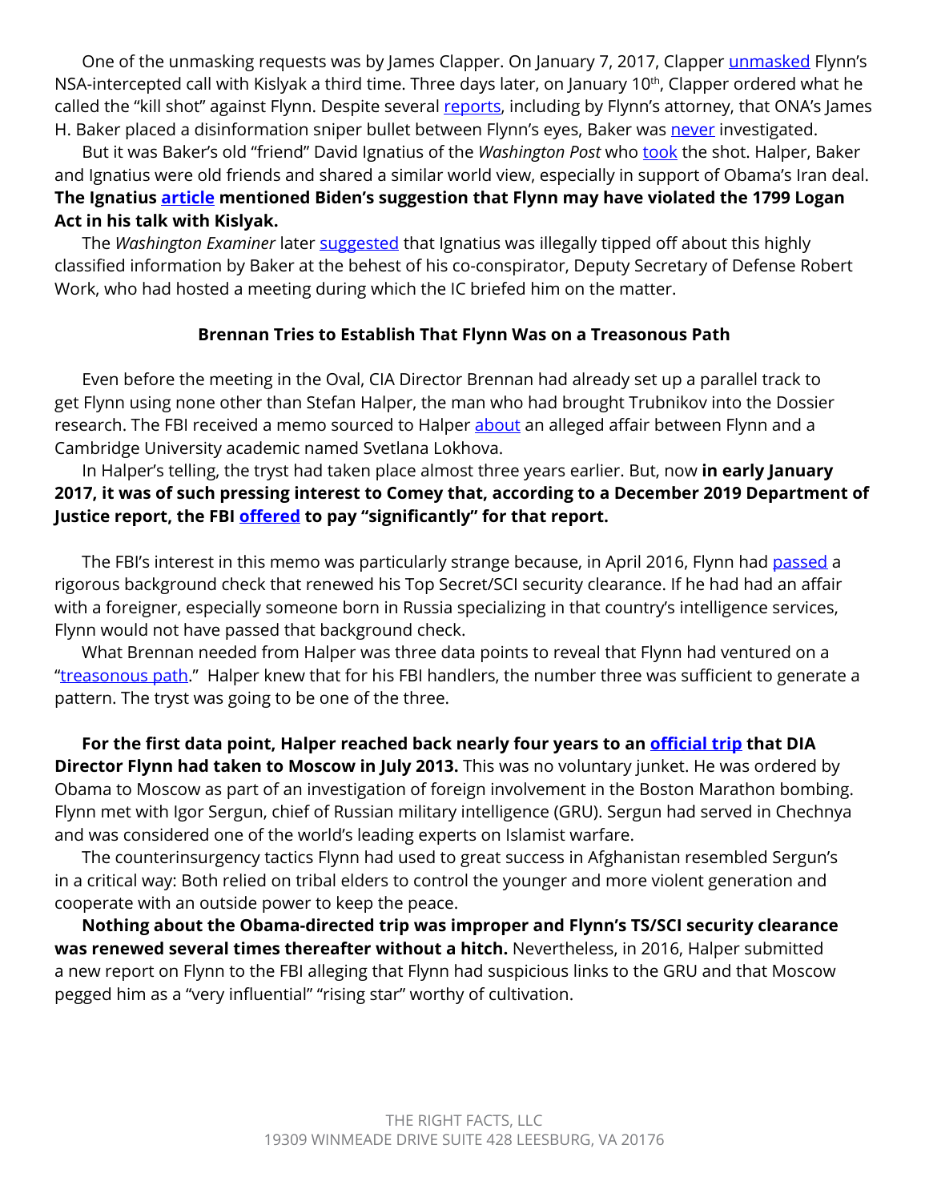One of the unmasking requests was by James Clapper. On January 7, 2017, Clapper unmasked Flynn's NSA-intercepted call with Kislyak a third time. Three days later, on January 10th, Clapper ordered what he called the "kill shot" against Flynn. Despite several reports, including by Flynn's attorney, that ONA's James H. Baker placed a disinformation sniper bullet between Flynn's eyes, Baker was never investigated.

But it was Baker's old "friend" David Ignatius of the *Washington Post* who took the shot. Halper, Baker and Ignatius were old friends and shared a similar world view, especially in support of Obama's Iran deal. **The Ignatius article mentioned Biden's suggestion that Flynn may have violated the 1799 Logan Act in his talk with Kislyak.**

The *Washington Examiner* later suggested that Ignatius was illegally tipped off about this highly classified information by Baker at the behest of his co-conspirator, Deputy Secretary of Defense Robert Work, who had hosted a meeting during which the IC briefed him on the matter.

### Brennan Tries to Establish That Flynn Was on a Treasonous Path

Even before the meeting in the Oval, CIA Director Brennan had already set up a parallel track to get Flynn using none other than Stefan Halper, the man who had brought Trubnikov into the Dossier research. The FBI received a memo sourced to Halper about an alleged affair between Flynn and a Cambridge University academic named Svetlana Lokhova.

In Halper's telling, the tryst had taken place almost three years earlier. But, now **in early January 2017, it was of such pressing interest to Comey that, according to a December 2019 Department of Justice report, the FBI offered to pay "significantly" for that report.**

The FBI's interest in this memo was particularly strange because, in April 2016, Flynn had passed a rigorous background check that renewed his Top Secret/SCI security clearance. If he had had an affair with a foreigner, especially someone born in Russia specializing in that country's intelligence services, Flynn would not have passed that background check.

What Brennan needed from Halper was three data points to reveal that Flynn had ventured on a "treasonous path." Halper knew that for his FBI handlers, the number three was sufficient to generate a pattern. The tryst was going to be one of the three.

**For the first data point, Halper reached back nearly four years to an official trip that DIA Director Flynn had taken to Moscow in July 2013.** This was no voluntary junket. He was ordered by Obama to Moscow as part of an investigation of foreign involvement in the Boston Marathon bombing. Flynn met with Igor Sergun, chief of Russian military intelligence (GRU). Sergun had served in Chechnya and was considered one of the world's leading experts on Islamist warfare.

The counterinsurgency tactics Flynn had used to great success in Afghanistan resembled Sergun's in a critical way: Both relied on tribal elders to control the younger and more violent generation and cooperate with an outside power to keep the peace.

**Nothing about the Obama-directed trip was improper and Flynn's TS/SCI security clearance was renewed several times thereafter without a hitch.** Nevertheless, in 2016, Halper submitted a new report on Flynn to the FBI alleging that Flynn had suspicious links to the GRU and that Moscow pegged him as a "very influential" "rising star" worthy of cultivation.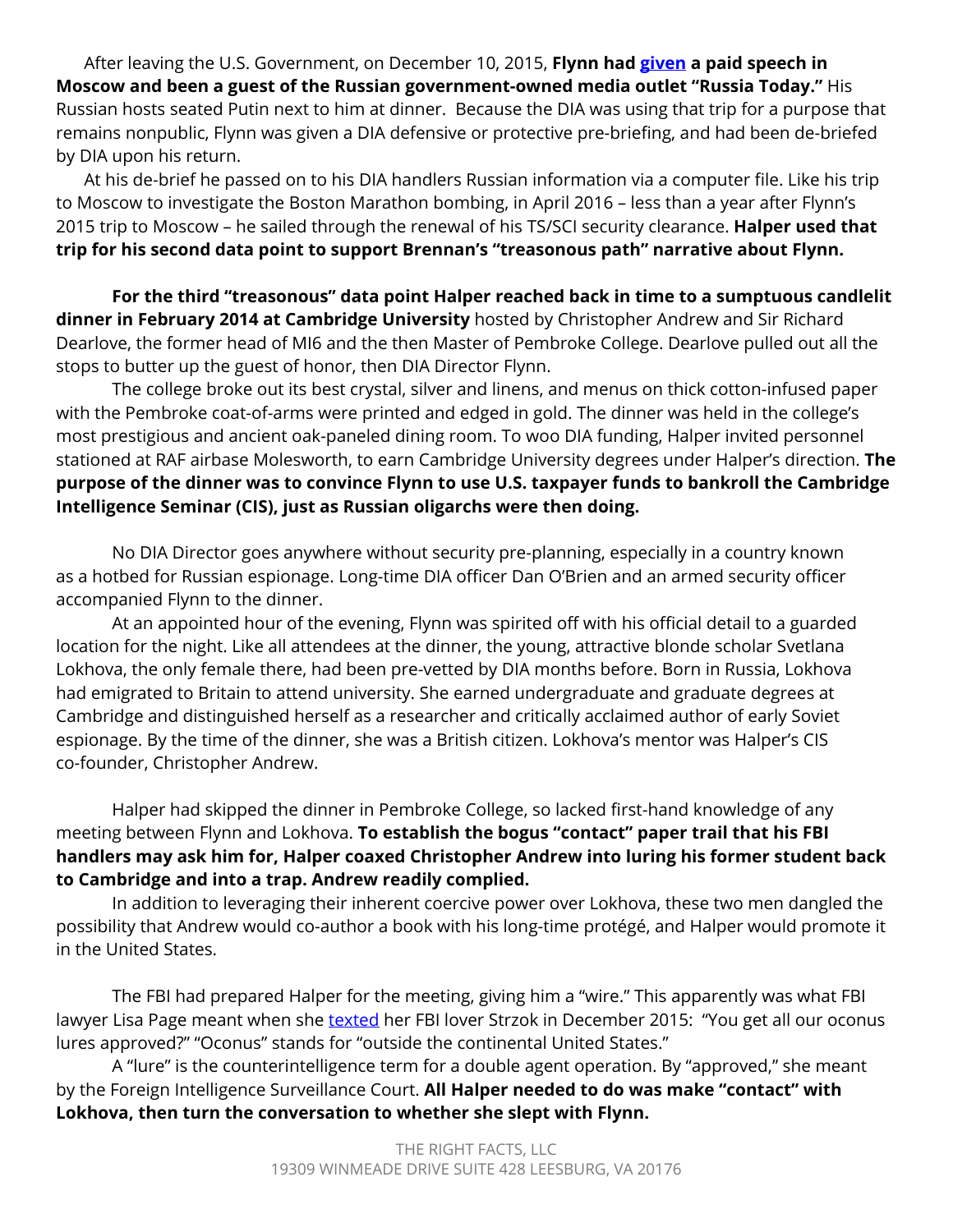After leaving the U.S. Government, on December 10, 2015, **Flynn had given a paid speech in Moscow and been a guest of the Russian government-owned media outlet "Russia Today."** His Russian hosts seated Putin next to him at dinner. Because the DIA was using that trip for a purpose that remains nonpublic, Flynn was given a DIA defensive or protective pre-briefing, and had been de-briefed by DIA upon his return.

At his de-brief he passed on to his DIA handlers Russian information via a computer file. Like his trip to Moscow to investigate the Boston Marathon bombing, in April 2016 – less than a year after Flynn's 2015 trip to Moscow – he sailed through the renewal of his TS/SCI security clearance. **Halper used that trip for his second data point to support Brennan's "treasonous path" narrative about Flynn.**

**For the third "treasonous" data point Halper reached back in time to a sumptuous candlelit dinner in February 2014 at Cambridge University** hosted by Christopher Andrew and Sir Richard Dearlove, the former head of MI6 and the then Master of Pembroke College. Dearlove pulled out all the stops to butter up the guest of honor, then DIA Director Flynn.

The college broke out its best crystal, silver and linens, and menus on thick cotton-infused paper with the Pembroke coat-of-arms were printed and edged in gold. The dinner was held in the college's most prestigious and ancient oak-paneled dining room. To woo DIA funding, Halper invited personnel stationed at RAF airbase Molesworth, to earn Cambridge University degrees under Halper's direction. **The purpose of the dinner was to convince Flynn to use U.S. taxpayer funds to bankroll the Cambridge Intelligence Seminar (CIS), just as Russian oligarchs were then doing.**

No DIA Director goes anywhere without security pre-planning, especially in a country known as a hotbed for Russian espionage. Long-time DIA officer Dan O'Brien and an armed security officer accompanied Flynn to the dinner.

At an appointed hour of the evening, Flynn was spirited off with his official detail to a guarded location for the night. Like all attendees at the dinner, the young, attractive blonde scholar Svetlana Lokhova, the only female there, had been pre-vetted by DIA months before. Born in Russia, Lokhova had emigrated to Britain to attend university. She earned undergraduate and graduate degrees at Cambridge and distinguished herself as a researcher and critically acclaimed author of early Soviet espionage. By the time of the dinner, she was a British citizen. Lokhova's mentor was Halper's CIS co-founder, Christopher Andrew.

Halper had skipped the dinner in Pembroke College, so lacked first-hand knowledge of any meeting between Flynn and Lokhova. **To establish the bogus "contact" paper trail that his FBI handlers may ask him for, Halper coaxed Christopher Andrew into luring his former student back to Cambridge and into a trap. Andrew readily complied.**

In addition to leveraging their inherent coercive power over Lokhova, these two men dangled the possibility that Andrew would co-author a book with his long-time protégé, and Halper would promote it in the United States.

The FBI had prepared Halper for the meeting, giving him a "wire." This apparently was what FBI lawyer Lisa Page meant when she texted her FBI lover Strzok in December 2015: "You get all our oconus lures approved?" "Oconus" stands for "outside the continental United States."

A "lure" is the counterintelligence term for a double agent operation. By "approved," she meant by the Foreign Intelligence Surveillance Court. **All Halper needed to do was make "contact" with Lokhova, then turn the conversation to whether she slept with Flynn.**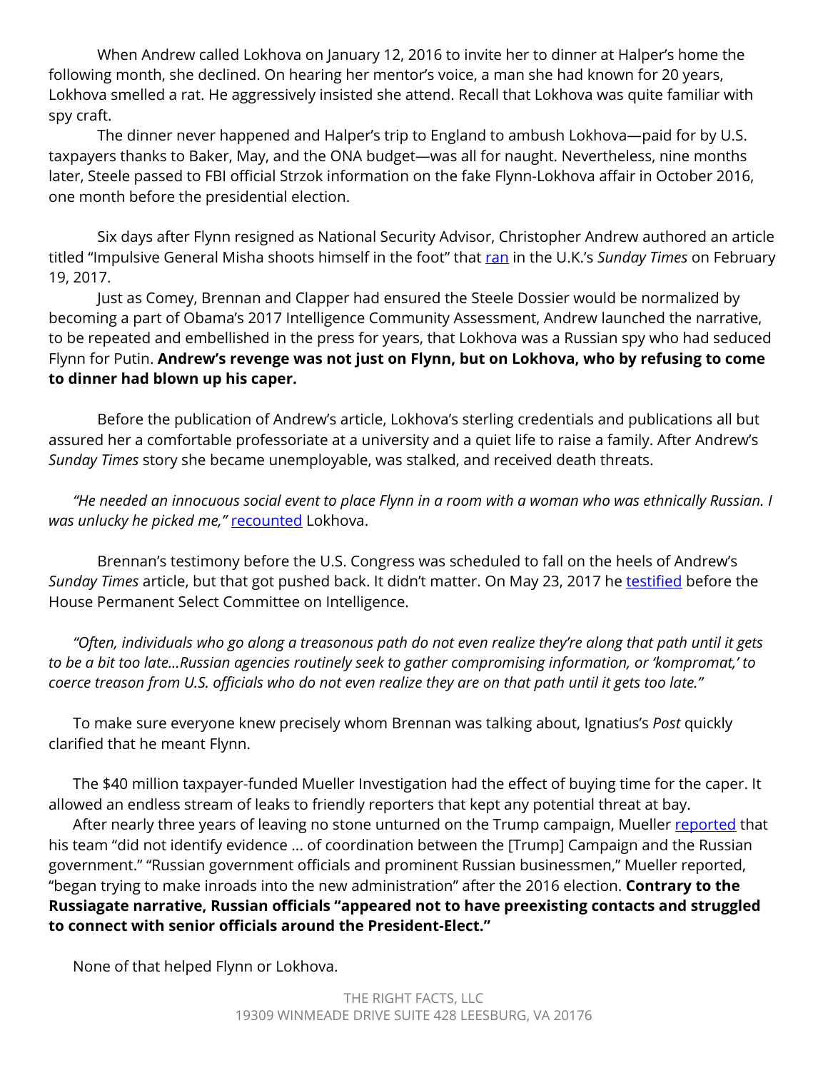When Andrew called Lokhova on January 12, 2016 to invite her to dinner at Halper's home the following month, she declined. On hearing her mentor's voice, a man she had known for 20 years, Lokhova smelled a rat. He aggressively insisted she attend. Recall that Lokhova was quite familiar with spy craft.

The dinner never happened and Halper's trip to England to ambush Lokhova—paid for by U.S. taxpayers thanks to Baker, May, and the ONA budget—was all for naught. Nevertheless, nine months later, Steele passed to FBI official Strzok information on the fake Flynn-Lokhova affair in October 2016, one month before the presidential election.

Six days after Flynn resigned as National Security Advisor, Christopher Andrew authored an article titled "Impulsive General Misha shoots himself in the foot" that ran in the U.K.'s *Sunday Times* on February 19, 2017.

Just as Comey, Brennan and Clapper had ensured the Steele Dossier would be normalized by becoming a part of Obama's 2017 Intelligence Community Assessment, Andrew launched the narrative, to be repeated and embellished in the press for years, that Lokhova was a Russian spy who had seduced Flynn for Putin. **Andrew's revenge was not just on Flynn, but on Lokhova, who by refusing to come to dinner had blown up his caper.**

Before the publication of Andrew's article, Lokhova's sterling credentials and publications all but assured her a comfortable professoriate at a university and a quiet life to raise a family. After Andrew's *Sunday Times* story she became unemployable, was stalked, and received death threats.

*"He needed an innocuous social event to place Flynn in a room with a woman who was ethnically Russian. I was unlucky he picked me,"* recounted Lokhova.

Brennan's testimony before the U.S. Congress was scheduled to fall on the heels of Andrew's *Sunday Times* article, but that got pushed back. It didn't matter. On May 23, 2017 he testified before the House Permanent Select Committee on Intelligence.

*"Often, individuals who go along a treasonous path do not even realize they're along that path until it gets to be a bit too late…Russian agencies routinely seek to gather compromising information, or 'kompromat,' to coerce treason from U.S. officials who do not even realize they are on that path until it gets too late."*

To make sure everyone knew precisely whom Brennan was talking about, Ignatius's *Post* quickly clarified that he meant Flynn.

The $40 million taxpayer-funded Mueller Investigation had the effect of buying time for the caper. It allowed an endless stream of leaks to friendly reporters that kept any potential threat at bay.

After nearly three years of leaving no stone unturned on the Trump campaign, Mueller reported that his team "did not identify evidence ... of coordination between the [Trump] Campaign and the Russian government." "Russian government officials and prominent Russian businessmen," Mueller reported, "began trying to make inroads into the new administration" after the 2016 election. **Contrary to the Russiagate narrative, Russian officials "appeared not to have preexisting contacts and struggled to connect with senior officials around the President-Elect."**

None of that helped Flynn or Lokhova.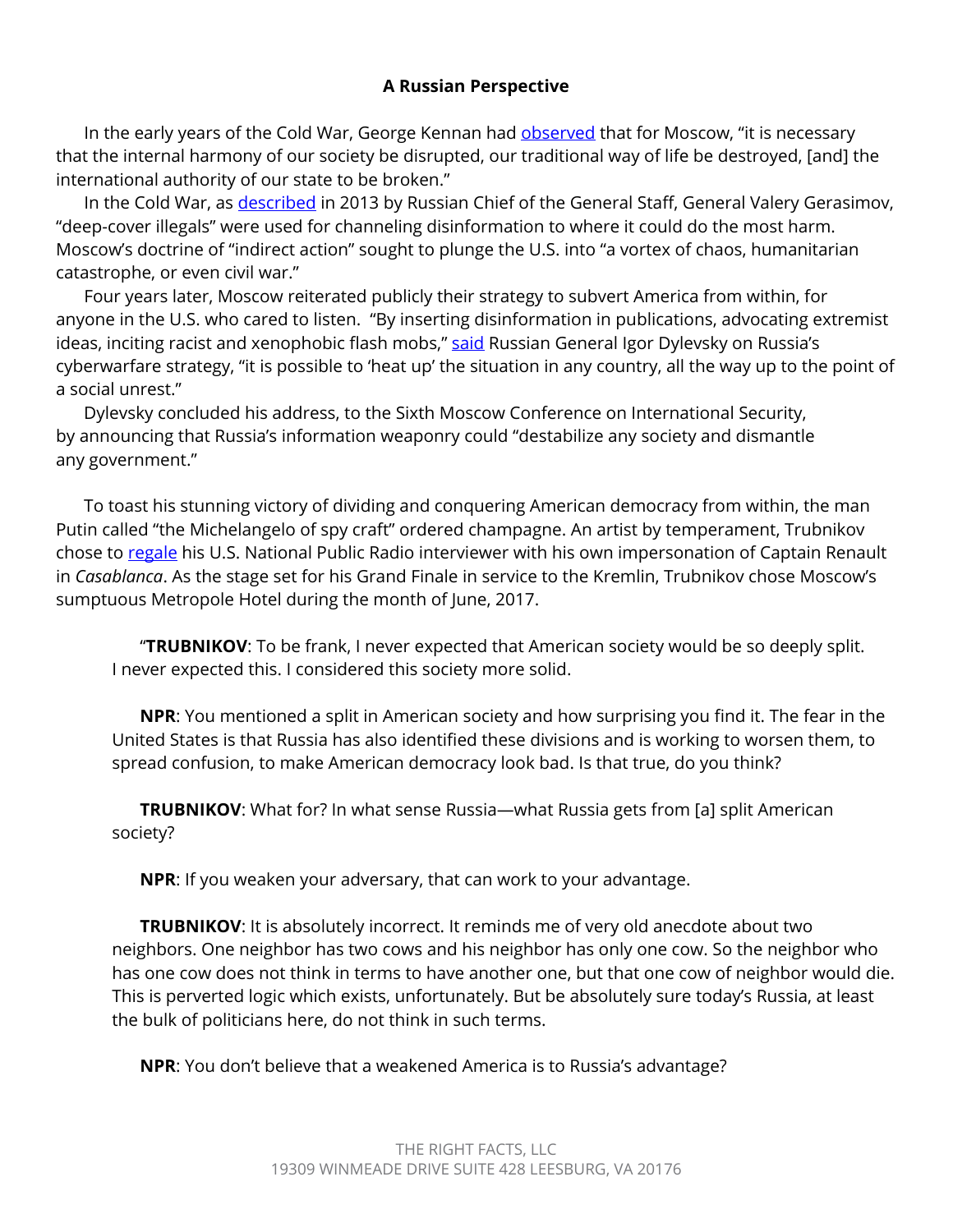**A Russian Perspective**

In the early years of the Cold War, George Kennan had observed that for Moscow, “it is necessary that the internal harmony of our society be disrupted, our traditional way of life be destroyed, [and] the international authority of our state to be broken.”

In the Cold War, as described in 2013 by Russian Chief of the General Staff, General Valery Gerasimov, “deep-cover illegals” were used for channeling disinformation to where it could do the most harm. Moscow’s doctrine of “indirect action” sought to plunge the U.S. into “a vortex of chaos, humanitarian catastrophe, or even civil war.”

Four years later, Moscow reiterated publicly their strategy to subvert America from within, for anyone in the U.S. who cared to listen. “By inserting disinformation in publications, advocating extremist ideas, inciting racist and xenophobic flash mobs,” said Russian General Igor Dylevsky on Russia’s cyberwarfare strategy, “it is possible to ‘heat up’ the situation in any country, all the way up to the point of a social unrest.”

Dylevsky concluded his address, to the Sixth Moscow Conference on International Security, by announcing that Russia’s information weaponry could “destabilize any society and dismantle any government.”

To toast his stunning victory of dividing and conquering American democracy from within, the man Putin called “the Michelangelo of spy craft” ordered champagne. An artist by temperament, Trubnikov chose to regale his U.S. National Public Radio interviewer with his own impersonation of Captain Renault in *Casablanca*. As the stage set for his Grand Finale in service to the Kremlin, Trubnikov chose Moscow’s sumptuous Metropole Hotel during the month of June, 2017.

> “**TRUBNIKOV**: To be frank, I never expected that American society would be so deeply split. I never expected this. I considered this society more solid.
>
> **NPR**: You mentioned a split in American society and how surprising you find it. The fear in the United States is that Russia has also identified these divisions and is working to worsen them, to spread confusion, to make American democracy look bad. Is that true, do you think?
>
> **TRUBNIKOV**: What for? In what sense Russia—what Russia gets from [a] split American society?
>
> **NPR**: If you weaken your adversary, that can work to your advantage.
>
> **TRUBNIKOV**: It is absolutely incorrect. It reminds me of very old anecdote about two neighbors. One neighbor has two cows and his neighbor has only one cow. So the neighbor who has one cow does not think in terms to have another one, but that one cow of neighbor would die. This is perverted logic which exists, unfortunately. But be absolutely sure today’s Russia, at least the bulk of politicians here, do not think in such terms.
>
> **NPR**: You don’t believe that a weakened America is to Russia’s advantage?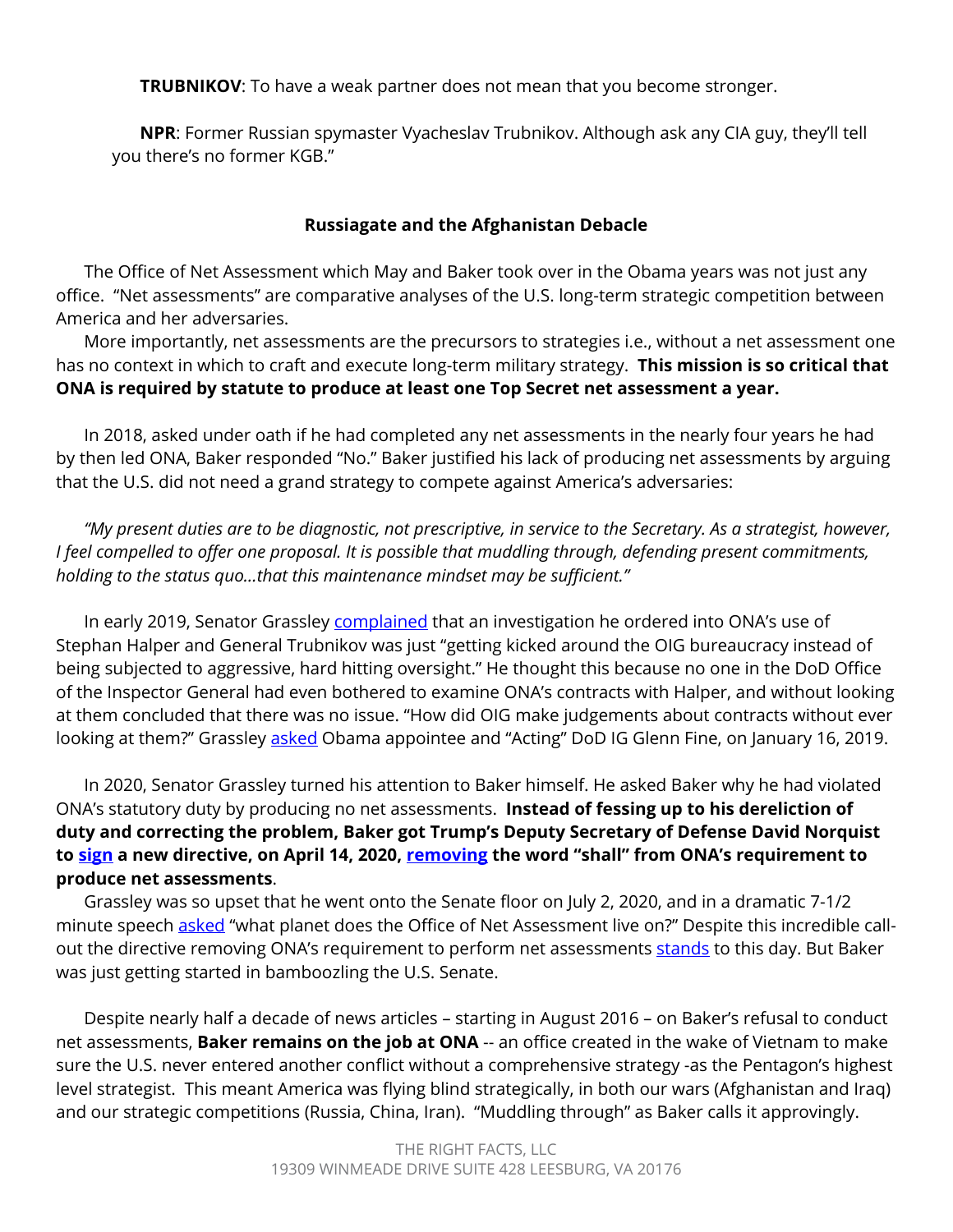**TRUBNIKOV**: To have a weak partner does not mean that you become stronger.

**NPR**: Former Russian spymaster Vyacheslav Trubnikov. Although ask any CIA guy, they'll tell you there's no former KGB."

### Russiagate and the Afghanistan Debacle

The Office of Net Assessment which May and Baker took over in the Obama years was not just any office. "Net assessments" are comparative analyses of the U.S. long-term strategic competition between America and her adversaries.

More importantly, net assessments are the precursors to strategies i.e., without a net assessment one has no context in which to craft and execute long-term military strategy. **This mission is so critical that ONA is required by statute to produce at least one Top Secret net assessment a year.**

In 2018, asked under oath if he had completed any net assessments in the nearly four years he had by then led ONA, Baker responded "No." Baker justified his lack of producing net assessments by arguing that the U.S. did not need a grand strategy to compete against America's adversaries:

*"My present duties are to be diagnostic, not prescriptive, in service to the Secretary. As a strategist, however, I feel compelled to offer one proposal. It is possible that muddling through, defending present commitments, holding to the status quo…that this maintenance mindset may be sufficient."*

In early 2019, Senator Grassley complained that an investigation he ordered into ONA's use of Stephan Halper and General Trubnikov was just "getting kicked around the OIG bureaucracy instead of being subjected to aggressive, hard hitting oversight." He thought this because no one in the DoD Office of the Inspector General had even bothered to examine ONA's contracts with Halper, and without looking at them concluded that there was no issue. "How did OIG make judgements about contracts without ever looking at them?" Grassley asked Obama appointee and "Acting" DoD IG Glenn Fine, on January 16, 2019.

In 2020, Senator Grassley turned his attention to Baker himself. He asked Baker why he had violated ONA's statutory duty by producing no net assessments. **Instead of fessing up to his dereliction of duty and correcting the problem, Baker got Trump's Deputy Secretary of Defense David Norquist to sign a new directive, on April 14, 2020, removing the word "shall" from ONA's requirement to produce net assessments**.

Grassley was so upset that he went onto the Senate floor on July 2, 2020, and in a dramatic 7-1/2 minute speech asked "what planet does the Office of Net Assessment live on?" Despite this incredible call-out the directive removing ONA's requirement to perform net assessments stands to this day. But Baker was just getting started in bamboozling the U.S. Senate.

Despite nearly half a decade of news articles – starting in August 2016 – on Baker's refusal to conduct net assessments, **Baker remains on the job at ONA** -- an office created in the wake of Vietnam to make sure the U.S. never entered another conflict without a comprehensive strategy -as the Pentagon's highest level strategist. This meant America was flying blind strategically, in both our wars (Afghanistan and Iraq) and our strategic competitions (Russia, China, Iran). "Muddling through" as Baker calls it approvingly.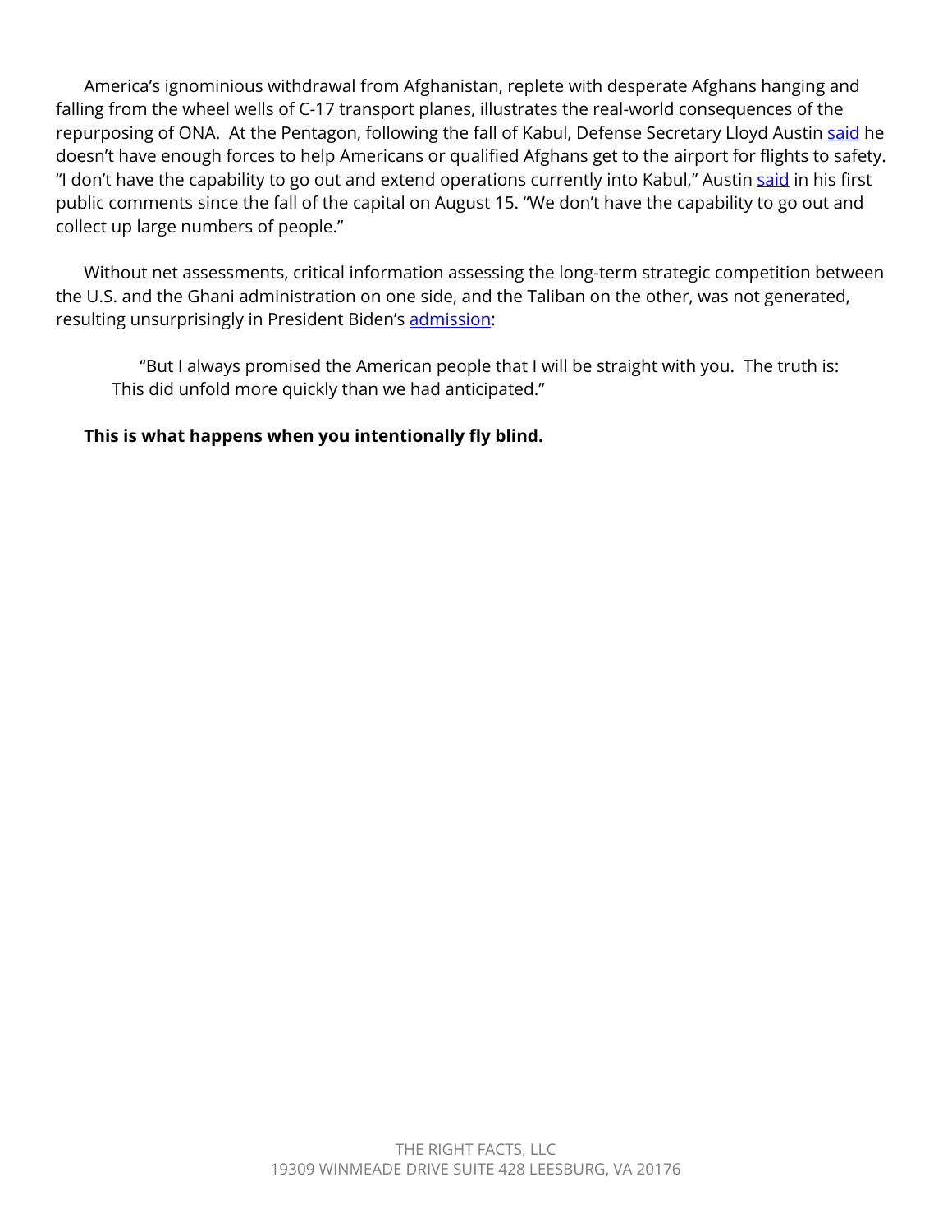America's ignominious withdrawal from Afghanistan, replete with desperate Afghans hanging and falling from the wheel wells of C-17 transport planes, illustrates the real-world consequences of the repurposing of ONA. At the Pentagon, following the fall of Kabul, Defense Secretary Lloyd Austin said he doesn't have enough forces to help Americans or qualified Afghans get to the airport for flights to safety. "I don't have the capability to go out and extend operations currently into Kabul," Austin said in his first public comments since the fall of the capital on August 15. "We don't have the capability to go out and collect up large numbers of people."

Without net assessments, critical information assessing the long-term strategic competition between the U.S. and the Ghani administration on one side, and the Taliban on the other, was not generated, resulting unsurprisingly in President Biden's admission:

> "But I always promised the American people that I will be straight with you. The truth is: This did unfold more quickly than we had anticipated."

**This is what happens when you intentionally fly blind.**